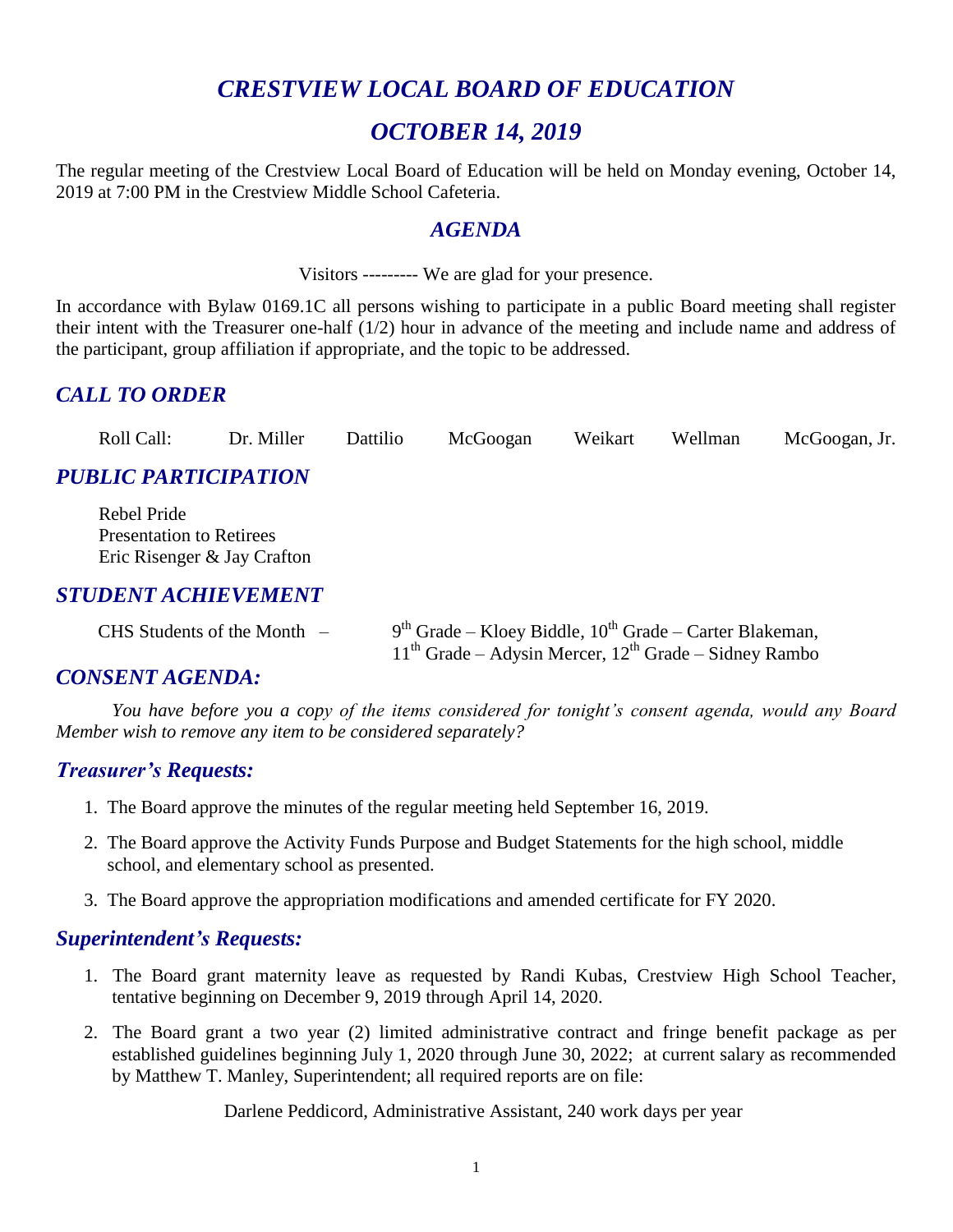# *CRESTVIEW LOCAL BOARD OF EDUCATION*

# *OCTOBER 14, 2019*

The regular meeting of the Crestview Local Board of Education will be held on Monday evening, October 14, 2019 at 7:00 PM in the Crestview Middle School Cafeteria.

## *AGENDA*

Visitors --------- We are glad for your presence.

In accordance with Bylaw 0169.1C all persons wishing to participate in a public Board meeting shall register their intent with the Treasurer one-half (1/2) hour in advance of the meeting and include name and address of the participant, group affiliation if appropriate, and the topic to be addressed.

## *CALL TO ORDER*

Roll Call: Dr. Miller Dattilio McGoogan Weikart Wellman McGoogan, Jr.

## *PUBLIC PARTICIPATION*

Rebel Pride
Presentation to Retirees
Eric Risenger & Jay Crafton

## *STUDENT ACHIEVEMENT*

CHS Students of the Month – 9th Grade – Kloey Biddle, 10th Grade – Carter Blakeman, 11th Grade – Adysin Mercer, 12th Grade – Sidney Rambo

## *CONSENT AGENDA:*

*You have before you a copy of the items considered for tonight's consent agenda, would any Board Member wish to remove any item to be considered separately?*

### *Treasurer's Requests:*

1. The Board approve the minutes of the regular meeting held September 16, 2019.
2. The Board approve the Activity Funds Purpose and Budget Statements for the high school, middle school, and elementary school as presented.
3. The Board approve the appropriation modifications and amended certificate for FY 2020.

### *Superintendent's Requests:*

1. The Board grant maternity leave as requested by Randi Kubas, Crestview High School Teacher, tentative beginning on December 9, 2019 through April 14, 2020.
2. The Board grant a two year (2) limited administrative contract and fringe benefit package as per established guidelines beginning July 1, 2020 through June 30, 2022; at current salary as recommended by Matthew T. Manley, Superintendent; all required reports are on file:

   Darlene Peddicord, Administrative Assistant, 240 work days per year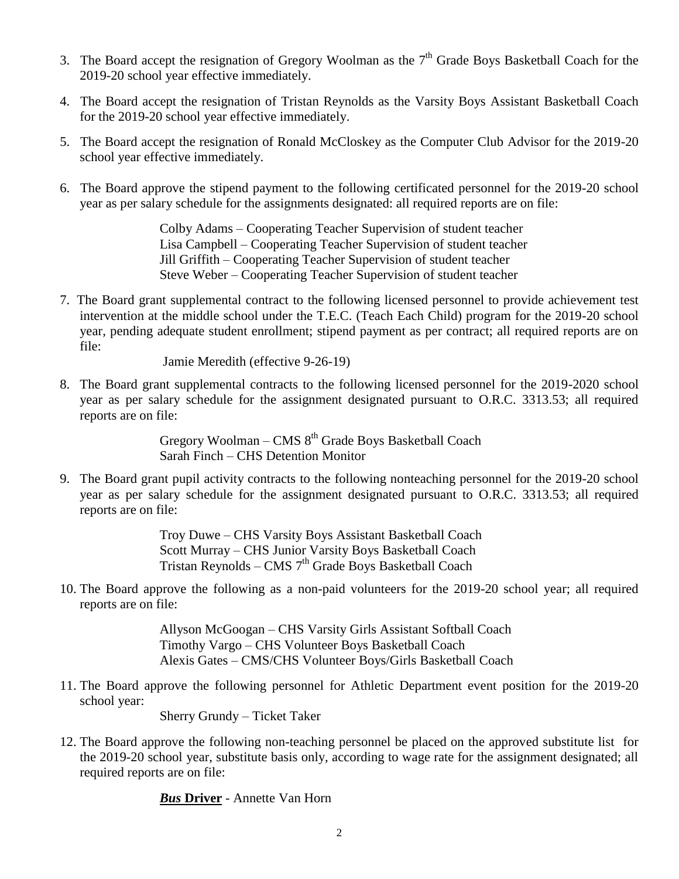3. The Board accept the resignation of Gregory Woolman as the 7th Grade Boys Basketball Coach for the 2019-20 school year effective immediately.

4. The Board accept the resignation of Tristan Reynolds as the Varsity Boys Assistant Basketball Coach for the 2019-20 school year effective immediately.

5. The Board accept the resignation of Ronald McCloskey as the Computer Club Advisor for the 2019-20 school year effective immediately.

6. The Board approve the stipend payment to the following certificated personnel for the 2019-20 school year as per salary schedule for the assignments designated: all required reports are on file:

   Colby Adams – Cooperating Teacher Supervision of student teacher
   Lisa Campbell – Cooperating Teacher Supervision of student teacher
   Jill Griffith – Cooperating Teacher Supervision of student teacher
   Steve Weber – Cooperating Teacher Supervision of student teacher

7. The Board grant supplemental contract to the following licensed personnel to provide achievement test intervention at the middle school under the T.E.C. (Teach Each Child) program for the 2019-20 school year, pending adequate student enrollment; stipend payment as per contract; all required reports are on file:

   Jamie Meredith (effective 9-26-19)

8. The Board grant supplemental contracts to the following licensed personnel for the 2019-2020 school year as per salary schedule for the assignment designated pursuant to O.R.C. 3313.53; all required reports are on file:

   Gregory Woolman – CMS 8th Grade Boys Basketball Coach
   Sarah Finch – CHS Detention Monitor

9. The Board grant pupil activity contracts to the following nonteaching personnel for the 2019-20 school year as per salary schedule for the assignment designated pursuant to O.R.C. 3313.53; all required reports are on file:

   Troy Duwe – CHS Varsity Boys Assistant Basketball Coach
   Scott Murray – CHS Junior Varsity Boys Basketball Coach
   Tristan Reynolds – CMS 7th Grade Boys Basketball Coach

10. The Board approve the following as a non-paid volunteers for the 2019-20 school year; all required reports are on file:

    Allyson McGoogan – CHS Varsity Girls Assistant Softball Coach
    Timothy Vargo – CHS Volunteer Boys Basketball Coach
    Alexis Gates – CMS/CHS Volunteer Boys/Girls Basketball Coach

11. The Board approve the following personnel for Athletic Department event position for the 2019-20 school year:

    Sherry Grundy – Ticket Taker

12. The Board approve the following non-teaching personnel be placed on the approved substitute list for the 2019-20 school year, substitute basis only, according to wage rate for the assignment designated; all required reports are on file:

    ***Bus* Driver** - Annette Van Horn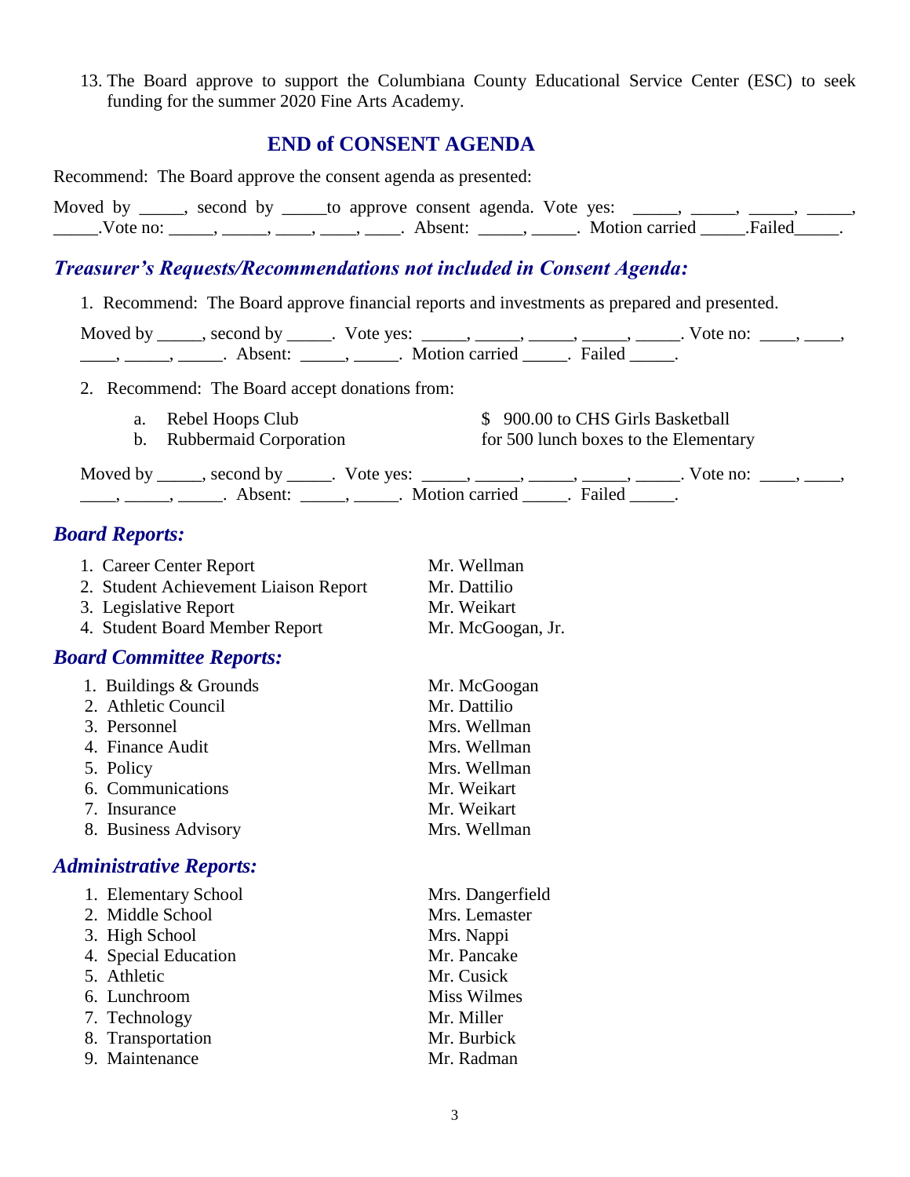13. The Board approve to support the Columbiana County Educational Service Center (ESC) to seek funding for the summer 2020 Fine Arts Academy.

## END of CONSENT AGENDA

Recommend: The Board approve the consent agenda as presented:

Moved by _____, second by _____to approve consent agenda. Vote yes: _____, _____, _____, _____, _____.Vote no: _____, _____, ____, ____, ____. Absent: _____, _____. Motion carried _____.Failed_____.

## *Treasurer's Requests/Recommendations not included in Consent Agenda:*

1. Recommend: The Board approve financial reports and investments as prepared and presented.

   Moved by _____, second by _____. Vote yes: _____, _____, _____, _____, _____. Vote no: ____, ____, ____, _____, _____. Absent: _____, _____. Motion carried _____. Failed _____.

2. Recommend: The Board accept donations from:

   a. Rebel Hoops Club — $ 900.00 to CHS Girls Basketball
   b. Rubbermaid Corporation — for 500 lunch boxes to the Elementary

   Moved by _____, second by _____. Vote yes: _____, _____, _____, _____, _____. Vote no: ____, ____, ____, _____, _____. Absent: _____, _____. Motion carried _____. Failed _____.

## *Board Reports:*

1. Career Center Report — Mr. Wellman
2. Student Achievement Liaison Report — Mr. Dattilio
3. Legislative Report — Mr. Weikart
4. Student Board Member Report — Mr. McGoogan, Jr.

## *Board Committee Reports:*

1. Buildings & Grounds — Mr. McGoogan
2. Athletic Council — Mr. Dattilio
3. Personnel — Mrs. Wellman
4. Finance Audit — Mrs. Wellman
5. Policy — Mrs. Wellman
6. Communications — Mr. Weikart
7. Insurance — Mr. Weikart
8. Business Advisory — Mrs. Wellman

## *Administrative Reports:*

1. Elementary School — Mrs. Dangerfield
2. Middle School — Mrs. Lemaster
3. High School — Mrs. Nappi
4. Special Education — Mr. Pancake
5. Athletic — Mr. Cusick
6. Lunchroom — Miss Wilmes
7. Technology — Mr. Miller
8. Transportation — Mr. Burbick
9. Maintenance — Mr. Radman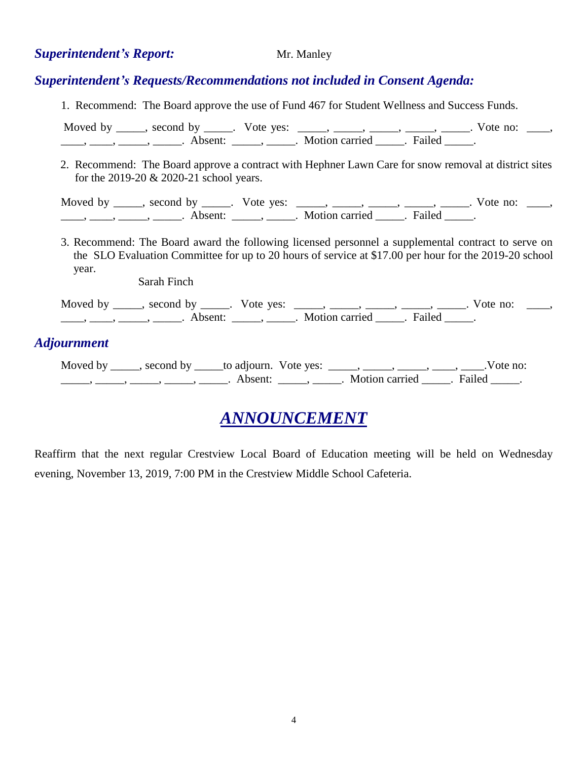***Superintendent's Report:*** Mr. Manley

## *Superintendent's Requests/Recommendations not included in Consent Agenda:*

1. Recommend: The Board approve the use of Fund 467 for Student Wellness and Success Funds.

Moved by _____, second by _____. Vote yes: _____, _____, _____, _____, _____. Vote no: ____, ____, ____, _____, _____. Absent: _____, _____. Motion carried _____. Failed _____.

2. Recommend: The Board approve a contract with Hephner Lawn Care for snow removal at district sites for the 2019-20 & 2020-21 school years.

Moved by _____, second by _____. Vote yes: _____, _____, _____, _____, _____. Vote no: ____, ____, ____, _____, _____. Absent: _____, _____. Motion carried _____. Failed _____.

3. Recommend: The Board award the following licensed personnel a supplemental contract to serve on the SLO Evaluation Committee for up to 20 hours of service at $17.00 per hour for the 2019-20 school year.

   Sarah Finch

Moved by _____, second by _____. Vote yes: _____, _____, _____, _____, _____. Vote no: ____, ____, ____, _____, _____. Absent: _____, _____. Motion carried _____. Failed _____.

## *Adjournment*

Moved by _____, second by _____to adjourn. Vote yes: _____, _____, _____, ____, ____.Vote no: _____, _____, _____, _____, _____. Absent: _____, _____. Motion carried _____. Failed _____.

# *ANNOUNCEMENT*

Reaffirm that the next regular Crestview Local Board of Education meeting will be held on Wednesday evening, November 13, 2019, 7:00 PM in the Crestview Middle School Cafeteria.